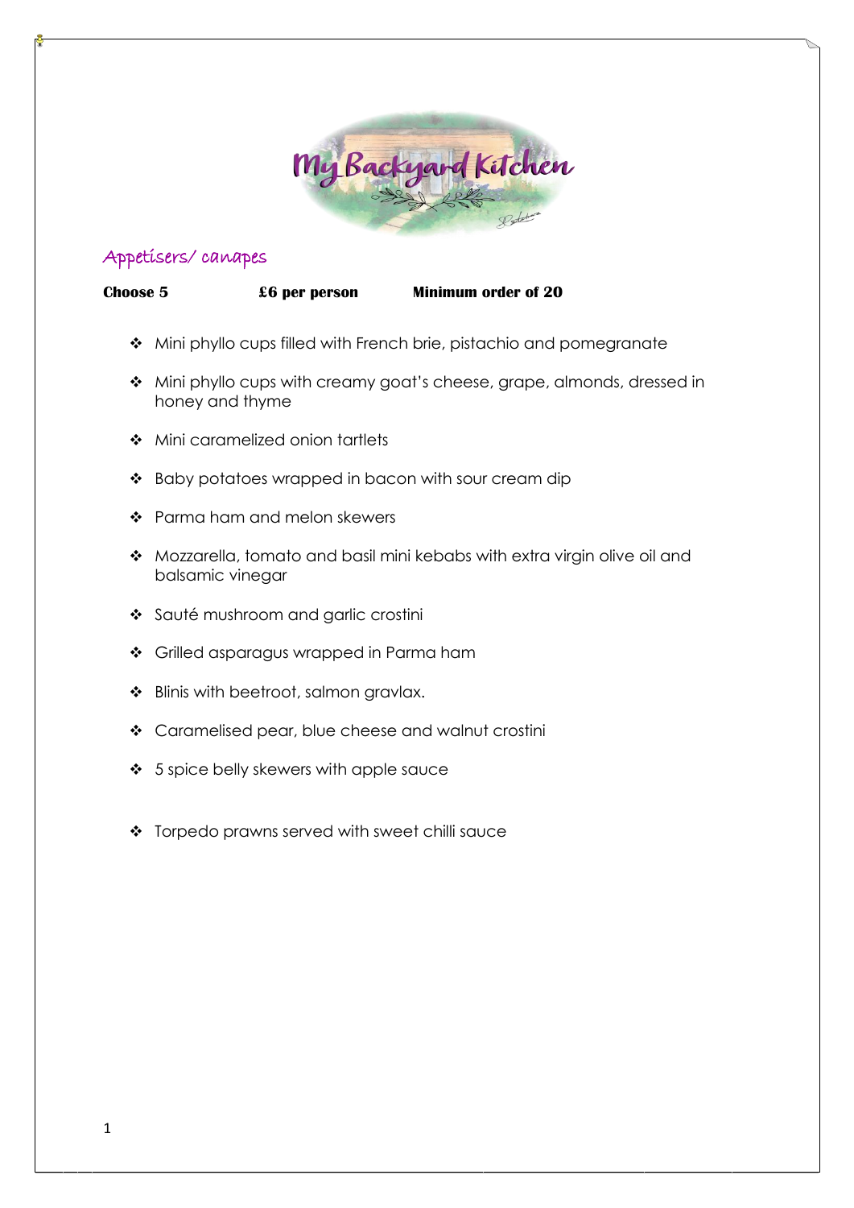# My Backyard Kitchen

## Appetisers/ canapes

**Choose 5** **£6 per person** **Minimum order of 20**

- Mini phyllo cups filled with French brie, pistachio and pomegranate
- Mini phyllo cups with creamy goat's cheese, grape, almonds, dressed in honey and thyme
- Mini caramelized onion tartlets
- Baby potatoes wrapped in bacon with sour cream dip
- Parma ham and melon skewers
- Mozzarella, tomato and basil mini kebabs with extra virgin olive oil and balsamic vinegar
- Sauté mushroom and garlic crostini
- Grilled asparagus wrapped in Parma ham
- Blinis with beetroot, salmon gravlax.
- Caramelised pear, blue cheese and walnut crostini
- 5 spice belly skewers with apple sauce
- Torpedo prawns served with sweet chilli sauce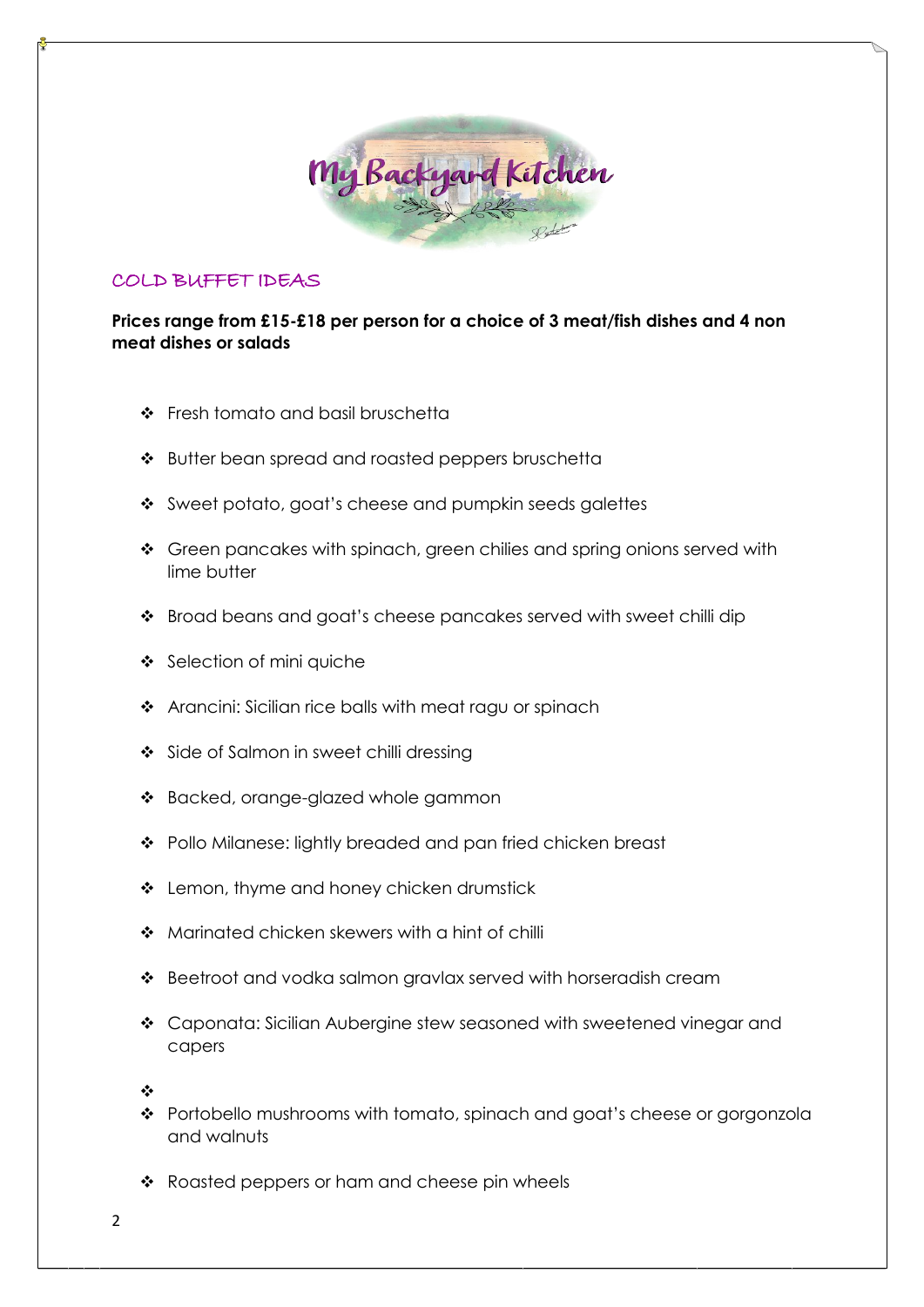## COLD BUFFET IDEAS

**Prices range from £15-£18 per person for a choice of 3 meat/fish dishes and 4 non meat dishes or salads**

- Fresh tomato and basil bruschetta
- Butter bean spread and roasted peppers bruschetta
- Sweet potato, goat's cheese and pumpkin seeds galettes
- Green pancakes with spinach, green chilies and spring onions served with lime butter
- Broad beans and goat's cheese pancakes served with sweet chilli dip
- Selection of mini quiche
- Arancini: Sicilian rice balls with meat ragu or spinach
- Side of Salmon in sweet chilli dressing
- Backed, orange-glazed whole gammon
- Pollo Milanese: lightly breaded and pan fried chicken breast
- Lemon, thyme and honey chicken drumstick
- Marinated chicken skewers with a hint of chilli
- Beetroot and vodka salmon gravlax served with horseradish cream
- Caponata: Sicilian Aubergine stew seasoned with sweetened vinegar and capers
- Portobello mushrooms with tomato, spinach and goat's cheese or gorgonzola and walnuts
- Roasted peppers or ham and cheese pin wheels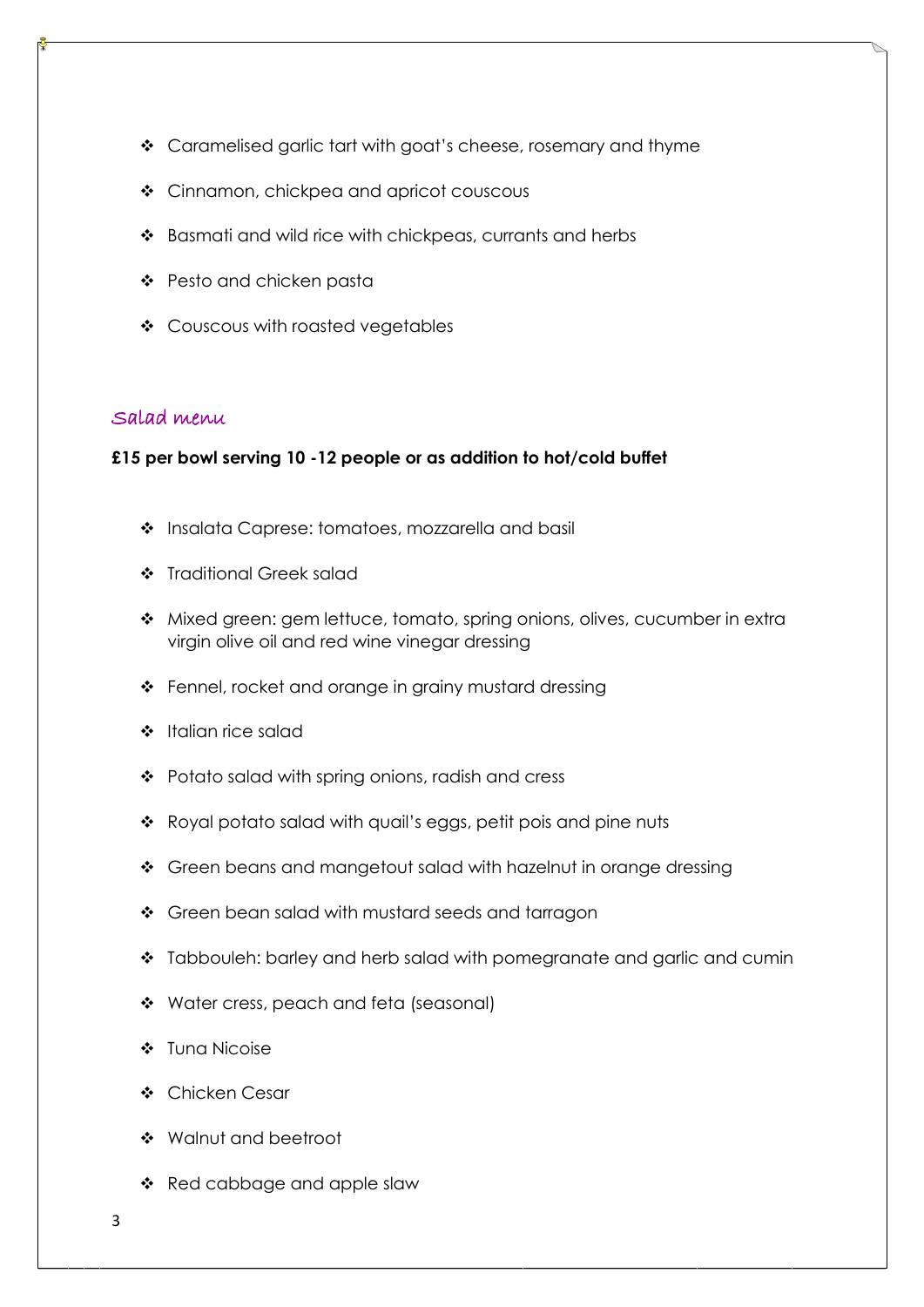- Caramelised garlic tart with goat's cheese, rosemary and thyme
- Cinnamon, chickpea and apricot couscous
- Basmati and wild rice with chickpeas, currants and herbs
- Pesto and chicken pasta
- Couscous with roasted vegetables

## Salad menu

**£15 per bowl serving 10 -12 people or as addition to hot/cold buffet**

- Insalata Caprese: tomatoes, mozzarella and basil
- Traditional Greek salad
- Mixed green: gem lettuce, tomato, spring onions, olives, cucumber in extra virgin olive oil and red wine vinegar dressing
- Fennel, rocket and orange in grainy mustard dressing
- Italian rice salad
- Potato salad with spring onions, radish and cress
- Royal potato salad with quail's eggs, petit pois and pine nuts
- Green beans and mangetout salad with hazelnut in orange dressing
- Green bean salad with mustard seeds and tarragon
- Tabbouleh: barley and herb salad with pomegranate and garlic and cumin
- Water cress, peach and feta (seasonal)
- Tuna Nicoise
- Chicken Cesar
- Walnut and beetroot
- Red cabbage and apple slaw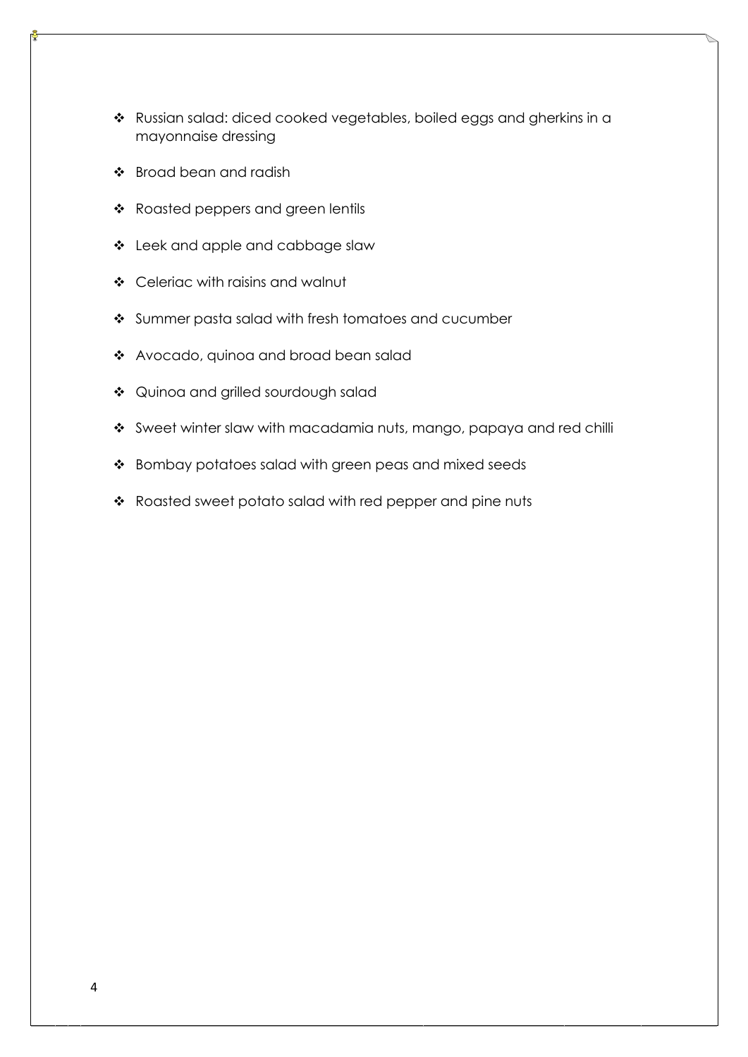- Russian salad: diced cooked vegetables, boiled eggs and gherkins in a mayonnaise dressing
- Broad bean and radish
- Roasted peppers and green lentils
- Leek and apple and cabbage slaw
- Celeriac with raisins and walnut
- Summer pasta salad with fresh tomatoes and cucumber
- Avocado, quinoa and broad bean salad
- Quinoa and grilled sourdough salad
- Sweet winter slaw with macadamia nuts, mango, papaya and red chilli
- Bombay potatoes salad with green peas and mixed seeds
- Roasted sweet potato salad with red pepper and pine nuts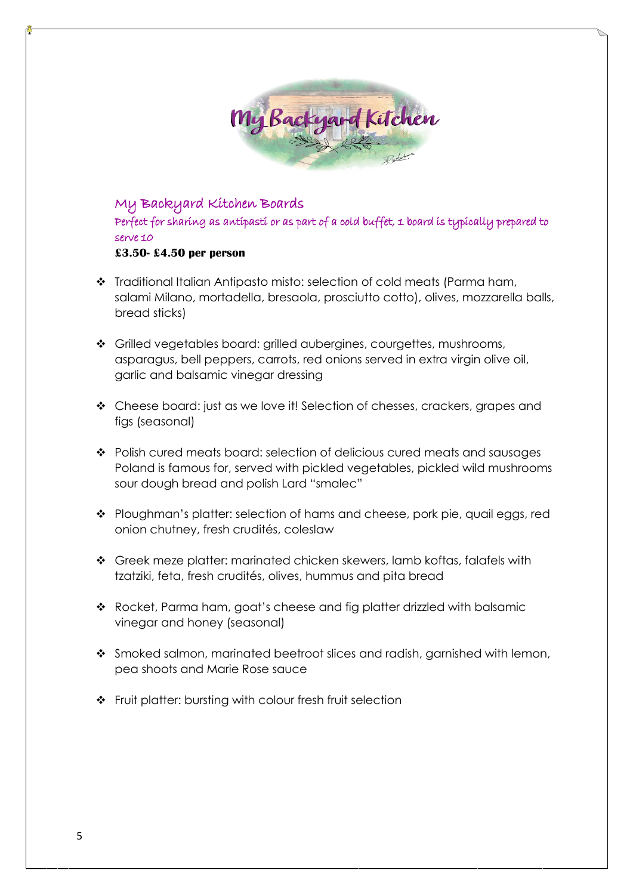## My Backyard Kitchen Boards

*Perfect for sharing as antipasti or as part of a cold buffet, 1 board is typically prepared to serve 10*

**£3.50- £4.50 per person**

- Traditional Italian Antipasto misto: selection of cold meats (Parma ham, salami Milano, mortadella, bresaola, prosciutto cotto), olives, mozzarella balls, bread sticks)
- Grilled vegetables board: grilled aubergines, courgettes, mushrooms, asparagus, bell peppers, carrots, red onions served in extra virgin olive oil, garlic and balsamic vinegar dressing
- Cheese board: just as we love it! Selection of chesses, crackers, grapes and figs (seasonal)
- Polish cured meats board: selection of delicious cured meats and sausages Poland is famous for, served with pickled vegetables, pickled wild mushrooms sour dough bread and polish Lard "smalec"
- Ploughman's platter: selection of hams and cheese, pork pie, quail eggs, red onion chutney, fresh crudités, coleslaw
- Greek meze platter: marinated chicken skewers, lamb koftas, falafels with tzatziki, feta, fresh crudités, olives, hummus and pita bread
- Rocket, Parma ham, goat's cheese and fig platter drizzled with balsamic vinegar and honey (seasonal)
- Smoked salmon, marinated beetroot slices and radish, garnished with lemon, pea shoots and Marie Rose sauce
- Fruit platter: bursting with colour fresh fruit selection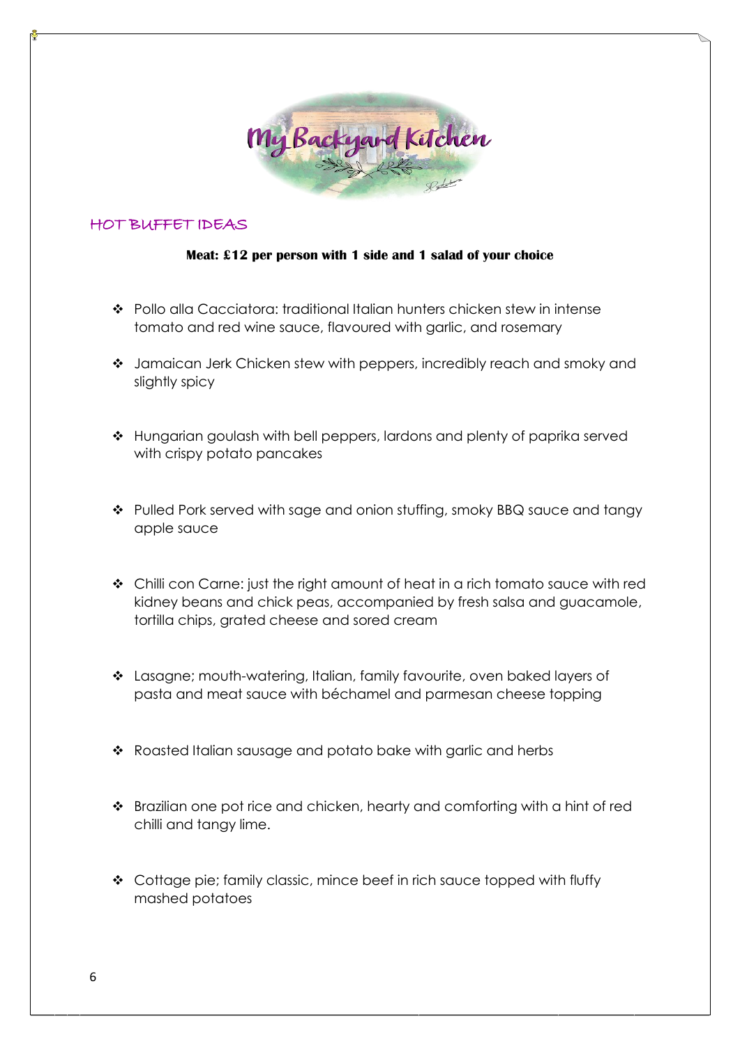## HOT BUFFET IDEAS

**Meat: £12 per person with 1 side and 1 salad of your choice**

- Pollo alla Cacciatora: traditional Italian hunters chicken stew in intense tomato and red wine sauce, flavoured with garlic, and rosemary
- Jamaican Jerk Chicken stew with peppers, incredibly reach and smoky and slightly spicy
- Hungarian goulash with bell peppers, lardons and plenty of paprika served with crispy potato pancakes
- Pulled Pork served with sage and onion stuffing, smoky BBQ sauce and tangy apple sauce
- Chilli con Carne: just the right amount of heat in a rich tomato sauce with red kidney beans and chick peas, accompanied by fresh salsa and guacamole, tortilla chips, grated cheese and sored cream
- Lasagne; mouth-watering, Italian, family favourite, oven baked layers of pasta and meat sauce with béchamel and parmesan cheese topping
- Roasted Italian sausage and potato bake with garlic and herbs
- Brazilian one pot rice and chicken, hearty and comforting with a hint of red chilli and tangy lime.
- Cottage pie; family classic, mince beef in rich sauce topped with fluffy mashed potatoes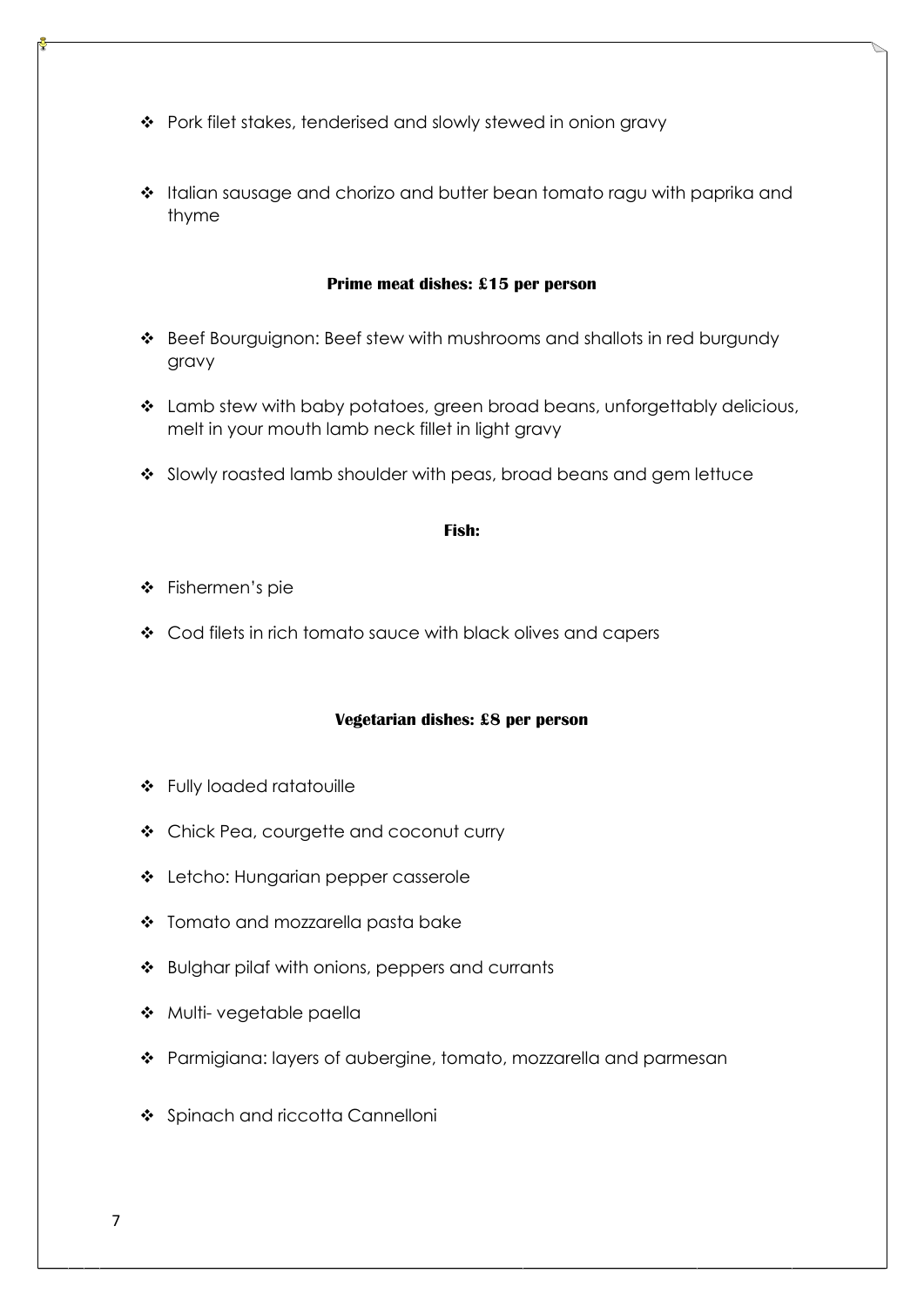- Pork filet stakes, tenderised and slowly stewed in onion gravy

- Italian sausage and chorizo and butter bean tomato ragu with paprika and thyme

**Prime meat dishes: £15 per person**

- Beef Bourguignon: Beef stew with mushrooms and shallots in red burgundy gravy

- Lamb stew with baby potatoes, green broad beans, unforgettably delicious, melt in your mouth lamb neck fillet in light gravy

- Slowly roasted lamb shoulder with peas, broad beans and gem lettuce

**Fish:**

- Fishermen's pie

- Cod filets in rich tomato sauce with black olives and capers

**Vegetarian dishes: £8 per person**

- Fully loaded ratatouille

- Chick Pea, courgette and coconut curry

- Letcho: Hungarian pepper casserole

- Tomato and mozzarella pasta bake

- Bulghar pilaf with onions, peppers and currants

- Multi- vegetable paella

- Parmigiana: layers of aubergine, tomato, mozzarella and parmesan

- Spinach and riccotta Cannelloni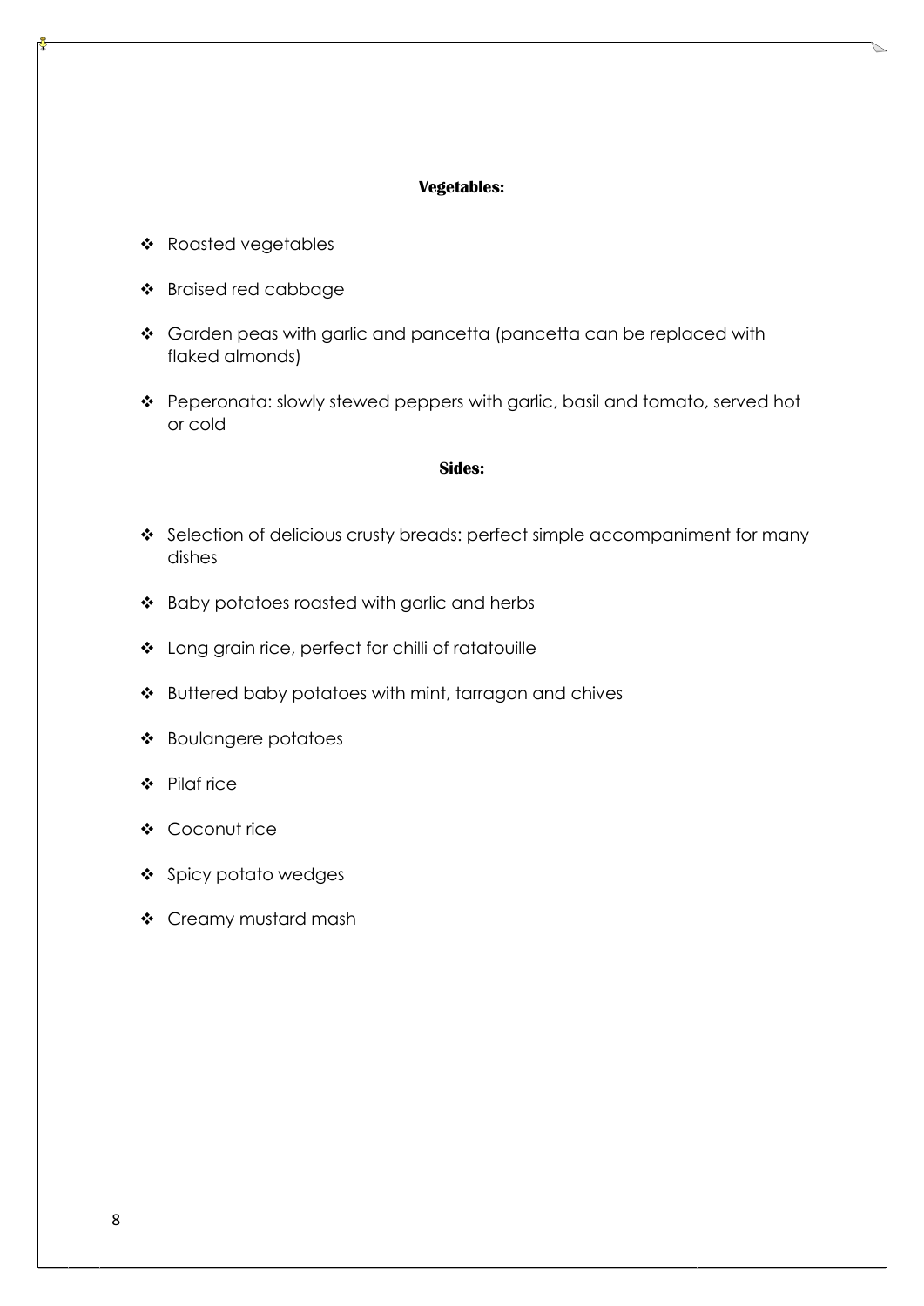**Vegetables:**

- Roasted vegetables
- Braised red cabbage
- Garden peas with garlic and pancetta (pancetta can be replaced with flaked almonds)
- Peperonata: slowly stewed peppers with garlic, basil and tomato, served hot or cold

**Sides:**

- Selection of delicious crusty breads: perfect simple accompaniment for many dishes
- Baby potatoes roasted with garlic and herbs
- Long grain rice, perfect for chilli of ratatouille
- Buttered baby potatoes with mint, tarragon and chives
- Boulangere potatoes
- Pilaf rice
- Coconut rice
- Spicy potato wedges
- Creamy mustard mash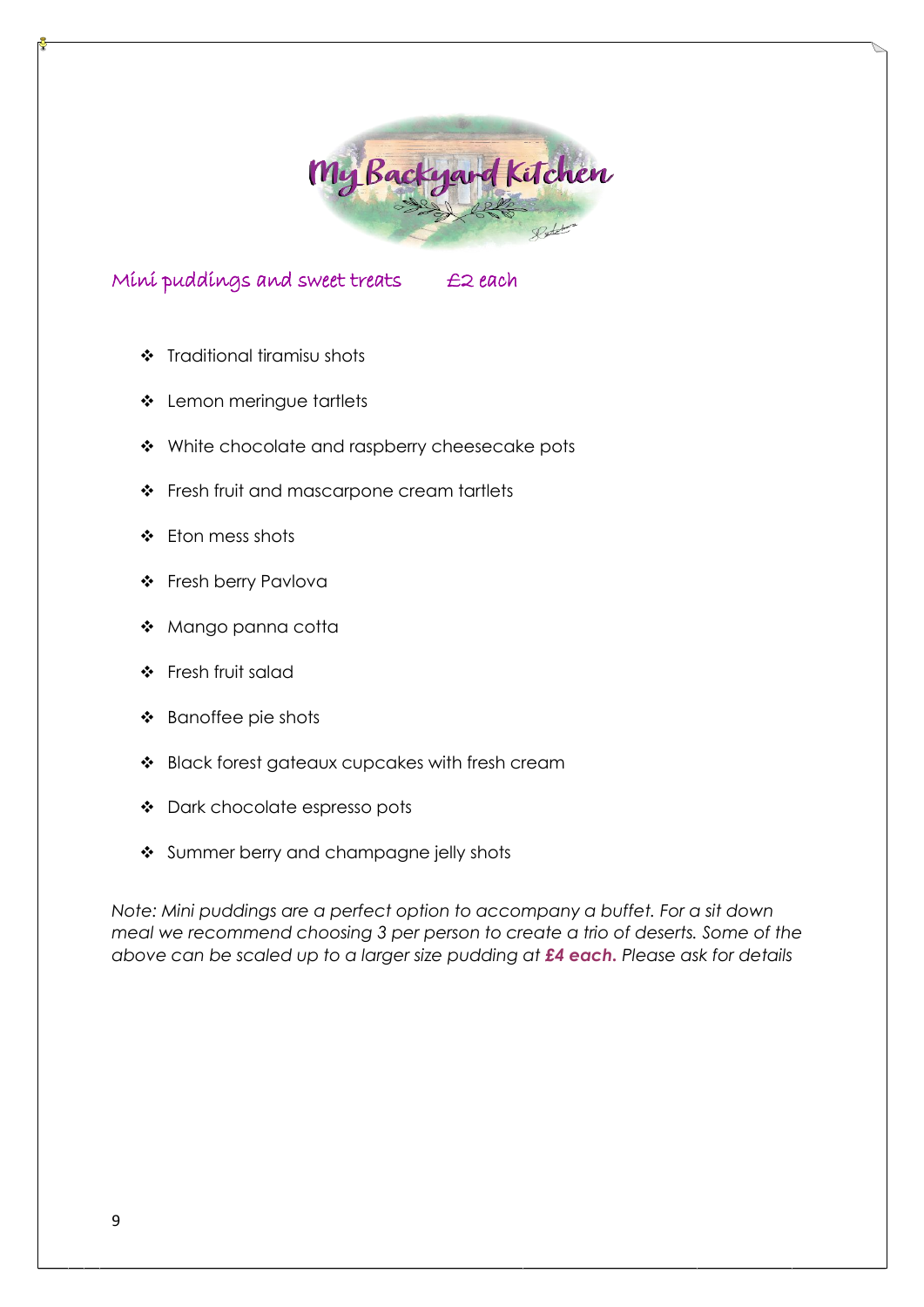## Mini puddings and sweet treats £2 each

- Traditional tiramisu shots
- Lemon meringue tartlets
- White chocolate and raspberry cheesecake pots
- Fresh fruit and mascarpone cream tartlets
- Eton mess shots
- Fresh berry Pavlova
- Mango panna cotta
- Fresh fruit salad
- Banoffee pie shots
- Black forest gateaux cupcakes with fresh cream
- Dark chocolate espresso pots
- Summer berry and champagne jelly shots

*Note: Mini puddings are a perfect option to accompany a buffet. For a sit down meal we recommend choosing 3 per person to create a trio of deserts. Some of the above can be scaled up to a larger size pudding at **£4 each.** Please ask for details*